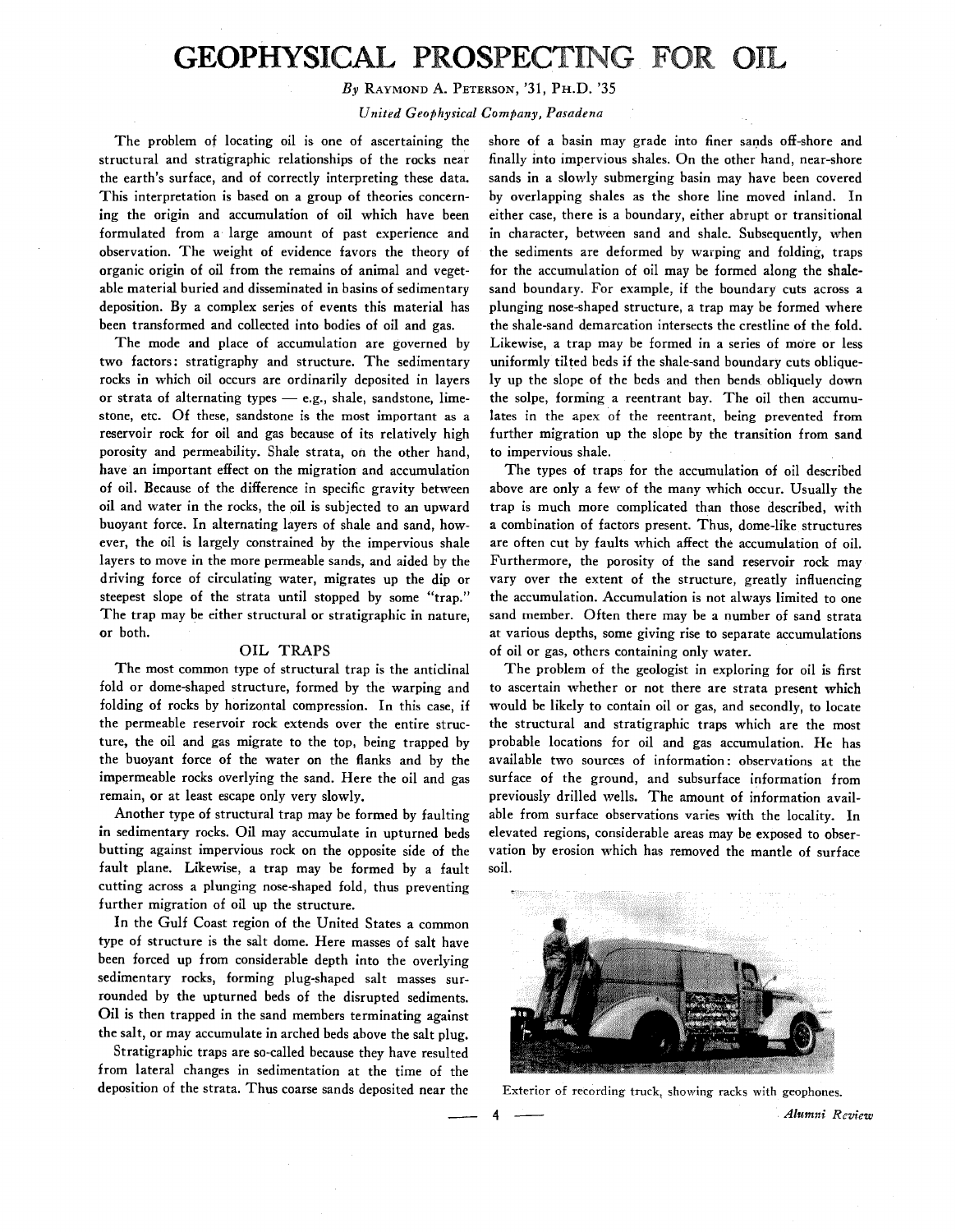# GEOPHYSICAL PROSPECTING FOR OIL

*By* RAYMOND A. PETERSON, '31, PH.D. '35

*United Geophysical Company, Pasadena*

The problem of locating oil is one of ascertaining the structural and stratigraphic relationships of the rocks near the earth's surface, and of correctly interpreting these data. This interpretation is based on a group of theories concerning the origin and accumulation of oil which have been formulated from a large amount of past experience and observation. The weight of evidence favors the theory of organic origin of oil from the remains of animal and vegetable material buried and disseminated in basins of sedimentary deposition. By a complex series of events this material has been transformed and collected into bodies of oil and gas.

The mode and place of accumulation are governed by two factors: stratigraphy and structure. The sedimentary rocks in which oil occurs are ordinarily deposited in layers or strata of alternating types — e.g., shale, sandstone, limestone, etc. Of these, sandstone is the most important as a reservoir rock for oil and gas because of its relatively high porosity and permeability. Shale strata, on the other hand, have an important effect on the migration and accumulation of oil. Because of the difference in specific gravity between oil and water in the rocks, the oil is subjected to an upward buoyant force. In alternating layers of shale and sand, however, the oil is largely constrained by the impervious shale layers to move in the more permeable sands, and aided by the driving force of circulating water, migrates up the dip or steepest slope of the strata until stopped by some "trap." The trap may be either structural or stratigraphic in nature, or both.

## OIL TRAPS

The most common type of structural trap is the anticlinal fold or dome-shaped structure, formed by the warping and folding of rocks by horizontal compression. In this case, if the permeable reservoir rock extends over the entire structure, the oil and gas migrate to the top, being trapped by the buoyant force of the water on the flanks and by the impermeable rocks overlying the sand. Here the oil and gas remain, or at least escape only very slowly.

Another type of structural trap may be formed by faulting in sedimentary rocks. Oil may accumulate in upturned beds butting against impervious rock on the opposite side of the fault plane. Likewise, a trap may be formed by a fault cutting across a plunging nose-shaped fold, thus preventing further migration of oil up the structure.

In the Gulf Coast region of the United States a common type of structure is the salt dome. Here masses of salt have been forced up from considerable depth into the overlying sedimentary rocks, forming plug-shaped salt masses surrounded by the upturned beds of the disrupted sediments. Oil is then trapped in the sand members terminating against the salt, or may accumulate in arched beds above the salt plug.

Stratigraphic traps are so-called because they have resulted from lateral changes in sedimentation at the time of the deposition of the strata. Thus coarse sands deposited near the shore of a basin may grade into finer sands off-shore and finally into impervious shales. On the other hand, near-shore sands in a slowly submerging basin may have been covered by overlapping shales as the shore line moved inland. In either case, there is a boundary, either abrupt or transitional in character, between sand and shale. Subsequently, when the sediments are deformed by warping and folding, traps for the accumulation of oil may be formed along the shale-sand boundary. For example, if the boundary cuts across a plunging nose-shaped structure, a trap may be formed where the shale-sand demarcation intersects the crestline of the fold. Likewise, a trap may be formed in a series of more or less uniformly tilted beds if the shale-sand boundary cuts obliquely up the slope of the beds and then bends obliquely down the solpe, forming a reentrant bay. The oil then accumulates in the apex of the reentrant, being prevented from further migration up the slope by the transition from sand to impervious shale.

The types of traps for the accumulation of oil described above are only a few of the many which occur. Usually the trap is much more complicated than those described, with a combination of factors present. Thus, dome-like structures are often cut by faults which affect the accumulation of oil. Furthermore, the porosity of the sand reservoir rock may vary over the extent of the structure, greatly influencing the accumulation. Accumulation is not always limited to one sand member. Often there may be a number of sand strata at various depths, some giving rise to separate accumulations of oil or gas, others containing only water.

The problem of the geologist in exploring for oil is first to ascertain whether or not there are strata present which would be likely to contain oil or gas, and secondly, to locate the structural and stratigraphic traps which are the most probable locations for oil and gas accumulation. He has available two sources of information: observations at the surface of the ground, and subsurface information from previously drilled wells. The amount of information available from surface observations varies with the locality. In elevated regions, considerable areas may be exposed to observation by erosion which has removed the mantle of surface soil.

Exterior of recording truck, showing racks with geophones.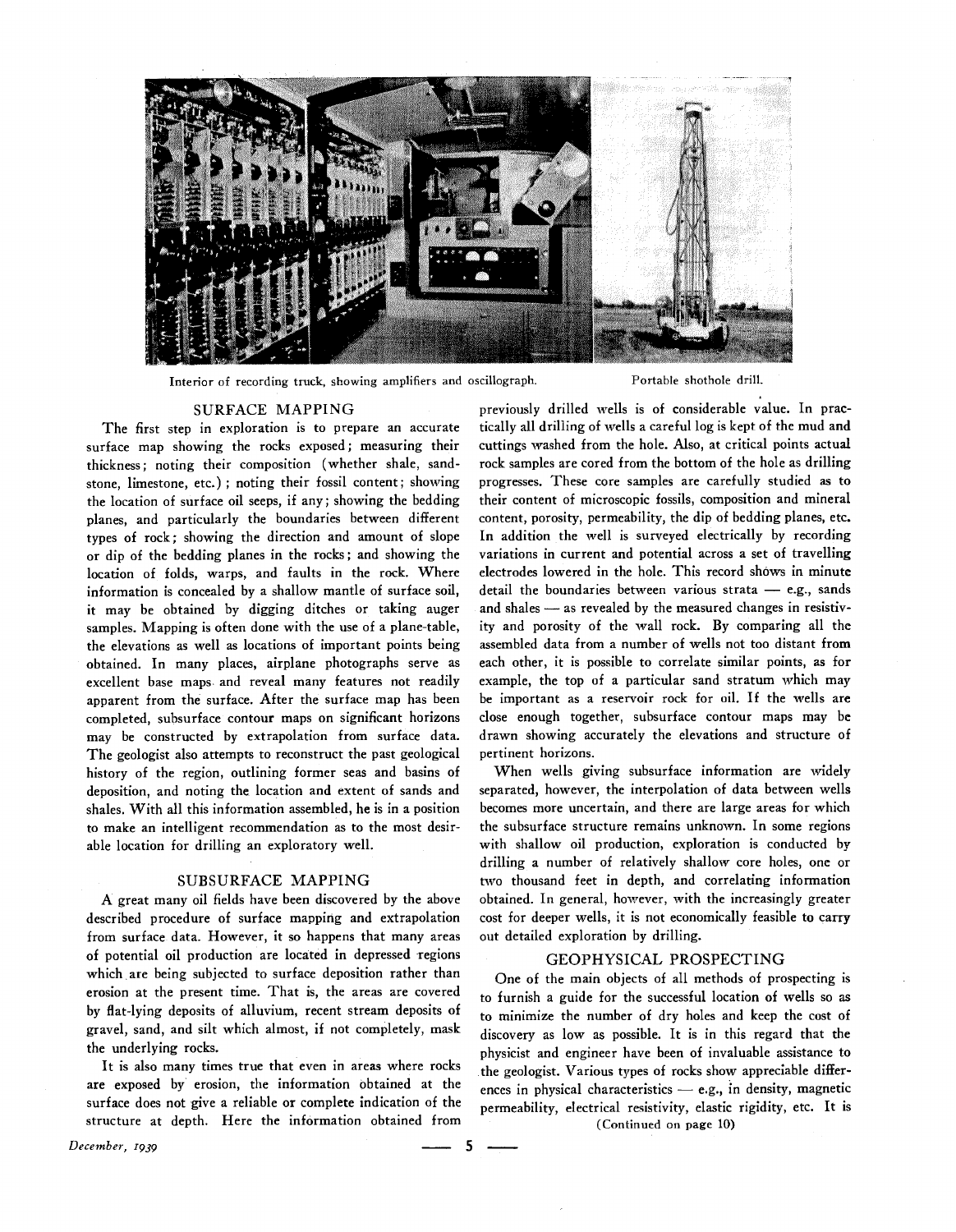Interior of recording truck, showing amplifiers and oscillograph.

Portable shothole drill.

## SURFACE MAPPING

The first step in exploration is to prepare an accurate surface map showing the rocks exposed; measuring their thickness; noting their composition (whether shale, sandstone, limestone, etc.); noting their fossil content; showing the location of surface oil seeps, if any; showing the bedding planes, and particularly the boundaries between different types of rock; showing the direction and amount of slope or dip of the bedding planes in the rocks; and showing the location of folds, warps, and faults in the rock. Where information is concealed by a shallow mantle of surface soil, it may be obtained by digging ditches or taking auger samples. Mapping is often done with the use of a plane-table, the elevations as well as locations of important points being obtained. In many places, airplane photographs serve as excellent base maps and reveal many features not readily apparent from the surface. After the surface map has been completed, subsurface contour maps on significant horizons may be constructed by extrapolation from surface data. The geologist also attempts to reconstruct the past geological history of the region, outlining former seas and basins of deposition, and noting the location and extent of sands and shales. With all this information assembled, he is in a position to make an intelligent recommendation as to the most desirable location for drilling an exploratory well.

## SUBSURFACE MAPPING

A great many oil fields have been discovered by the above described procedure of surface mapping and extrapolation from surface data. However, it so happens that many areas of potential oil production are located in depressed regions which are being subjected to surface deposition rather than erosion at the present time. That is, the areas are covered by flat-lying deposits of alluvium, recent stream deposits of gravel, sand, and silt which almost, if not completely, mask the underlying rocks.

It is also many times true that even in areas where rocks are exposed by erosion, the information obtained at the surface does not give a reliable or complete indication of the structure at depth. Here the information obtained from previously drilled wells is of considerable value. In practically all drilling of wells a careful log is kept of the mud and cuttings washed from the hole. Also, at critical points actual rock samples are cored from the bottom of the hole as drilling progresses. These core samples are carefully studied as to their content of microscopic fossils, composition and mineral content, porosity, permeability, the dip of bedding planes, etc. In addition the well is surveyed electrically by recording variations in current and potential across a set of travelling electrodes lowered in the hole. This record shows in minute detail the boundaries between various strata — e.g., sands and shales — as revealed by the measured changes in resistivity and porosity of the wall rock. By comparing all the assembled data from a number of wells not too distant from each other, it is possible to correlate similar points, as for example, the top of a particular sand stratum which may be important as a reservoir rock for oil. If the wells are close enough together, subsurface contour maps may be drawn showing accurately the elevations and structure of pertinent horizons.

When wells giving subsurface information are widely separated, however, the interpolation of data between wells becomes more uncertain, and there are large areas for which the subsurface structure remains unknown. In some regions with shallow oil production, exploration is conducted by drilling a number of relatively shallow core holes, one or two thousand feet in depth, and correlating information obtained. In general, however, with the increasingly greater cost for deeper wells, it is not economically feasible to carry out detailed exploration by drilling.

## GEOPHYSICAL PROSPECTING

One of the main objects of all methods of prospecting is to furnish a guide for the successful location of wells so as to minimize the number of dry holes and keep the cost of discovery as low as possible. It is in this regard that the physicist and engineer have been of invaluable assistance to the geologist. Various types of rocks show appreciable differences in physical characteristics — e.g., in density, magnetic permeability, electrical resistivity, elastic rigidity, etc. It is

(Continued on page 10)

December, 1939